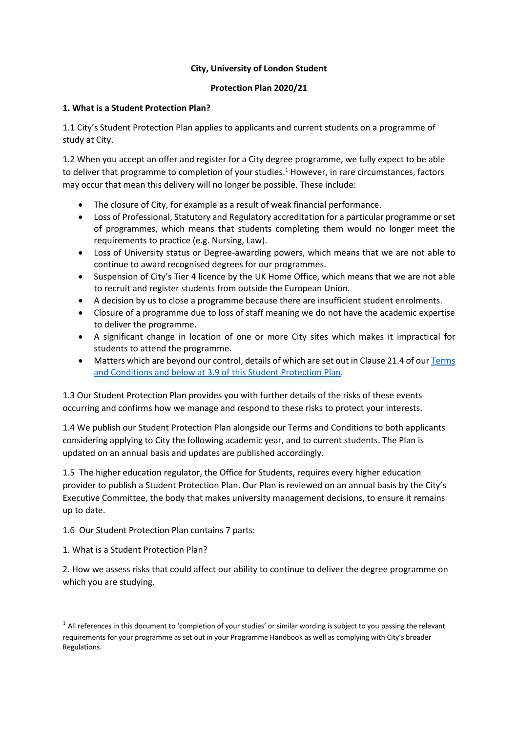# City, University of London Student Protection Plan 2020/21

## 1. What is a Student Protection Plan?

1.1 City's Student Protection Plan applies to applicants and current students on a programme of study at City.

1.2 When you accept an offer and register for a City degree programme, we fully expect to be able to deliver that programme to completion of your studies.[1] However, in rare circumstances, factors may occur that mean this delivery will no longer be possible. These include:

- The closure of City, for example as a result of weak financial performance.
- Loss of Professional, Statutory and Regulatory accreditation for a particular programme or set of programmes, which means that students completing them would no longer meet the requirements to practice (e.g. Nursing, Law).
- Loss of University status or Degree-awarding powers, which means that we are not able to continue to award recognised degrees for our programmes.
- Suspension of City's Tier 4 licence by the UK Home Office, which means that we are not able to recruit and register students from outside the European Union.
- A decision by us to close a programme because there are insufficient student enrolments.
- Closure of a programme due to loss of staff meaning we do not have the academic expertise to deliver the programme.
- A significant change in location of one or more City sites which makes it impractical for students to attend the programme.
- Matters which are beyond our control, details of which are set out in Clause 21.4 of our Terms and Conditions and below at 3.9 of this Student Protection Plan.

1.3 Our Student Protection Plan provides you with further details of the risks of these events occurring and confirms how we manage and respond to these risks to protect your interests.

1.4 We publish our Student Protection Plan alongside our Terms and Conditions to both applicants considering applying to City the following academic year, and to current students. The Plan is updated on an annual basis and updates are published accordingly.

1.5 The higher education regulator, the Office for Students, requires every higher education provider to publish a Student Protection Plan. Our Plan is reviewed on an annual basis by the City's Executive Committee, the body that makes university management decisions, to ensure it remains up to date.

1.6 Our Student Protection Plan contains 7 parts:

1. What is a Student Protection Plan?

2. How we assess risks that could affect our ability to continue to deliver the degree programme on which you are studying.

[1] All references in this document to 'completion of your studies' or similar wording is subject to you passing the relevant requirements for your programme as set out in your Programme Handbook as well as complying with City's broader Regulations.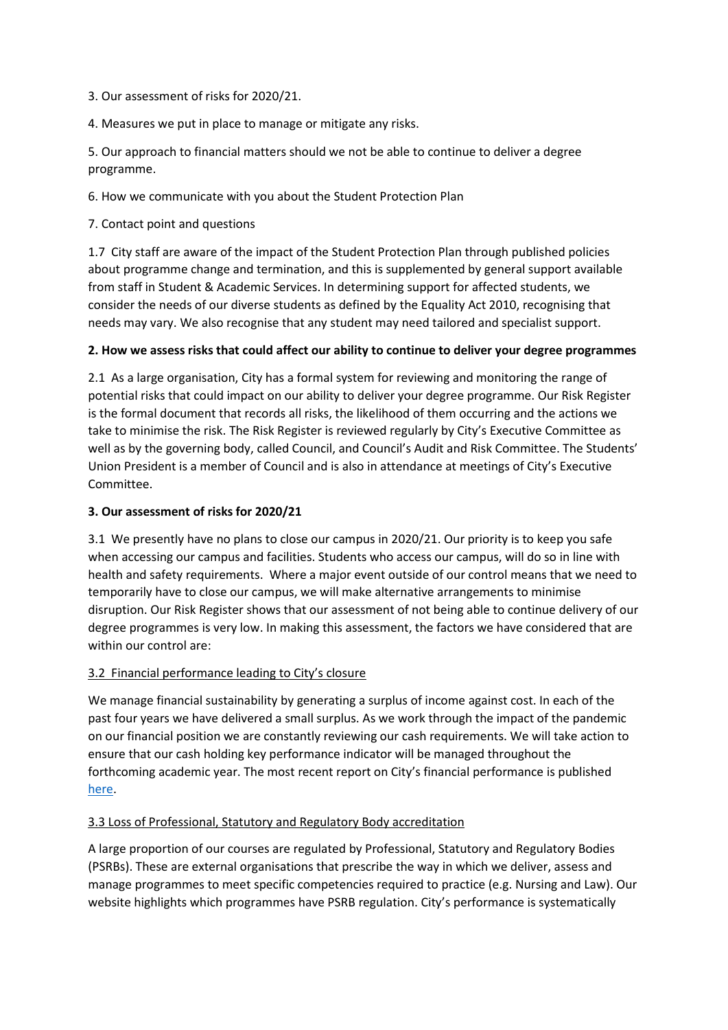3. Our assessment of risks for 2020/21.

4. Measures we put in place to manage or mitigate any risks.

5. Our approach to financial matters should we not be able to continue to deliver a degree programme.

6. How we communicate with you about the Student Protection Plan

7. Contact point and questions

1.7 City staff are aware of the impact of the Student Protection Plan through published policies about programme change and termination, and this is supplemented by general support available from staff in Student & Academic Services. In determining support for affected students, we consider the needs of our diverse students as defined by the Equality Act 2010, recognising that needs may vary. We also recognise that any student may need tailored and specialist support.

## 2. How we assess risks that could affect our ability to continue to deliver your degree programmes

2.1 As a large organisation, City has a formal system for reviewing and monitoring the range of potential risks that could impact on our ability to deliver your degree programme. Our Risk Register is the formal document that records all risks, the likelihood of them occurring and the actions we take to minimise the risk. The Risk Register is reviewed regularly by City's Executive Committee as well as by the governing body, called Council, and Council's Audit and Risk Committee. The Students' Union President is a member of Council and is also in attendance at meetings of City's Executive Committee.

## 3. Our assessment of risks for 2020/21

3.1 We presently have no plans to close our campus in 2020/21. Our priority is to keep you safe when accessing our campus and facilities. Students who access our campus, will do so in line with health and safety requirements. Where a major event outside of our control means that we need to temporarily have to close our campus, we will make alternative arrangements to minimise disruption. Our Risk Register shows that our assessment of not being able to continue delivery of our degree programmes is very low. In making this assessment, the factors we have considered that are within our control are:

### 3.2 Financial performance leading to City's closure

We manage financial sustainability by generating a surplus of income against cost. In each of the past four years we have delivered a small surplus. As we work through the impact of the pandemic on our financial position we are constantly reviewing our cash requirements. We will take action to ensure that our cash holding key performance indicator will be managed throughout the forthcoming academic year. The most recent report on City's financial performance is published here.

### 3.3 Loss of Professional, Statutory and Regulatory Body accreditation

A large proportion of our courses are regulated by Professional, Statutory and Regulatory Bodies (PSRBs). These are external organisations that prescribe the way in which we deliver, assess and manage programmes to meet specific competencies required to practice (e.g. Nursing and Law). Our website highlights which programmes have PSRB regulation. City's performance is systematically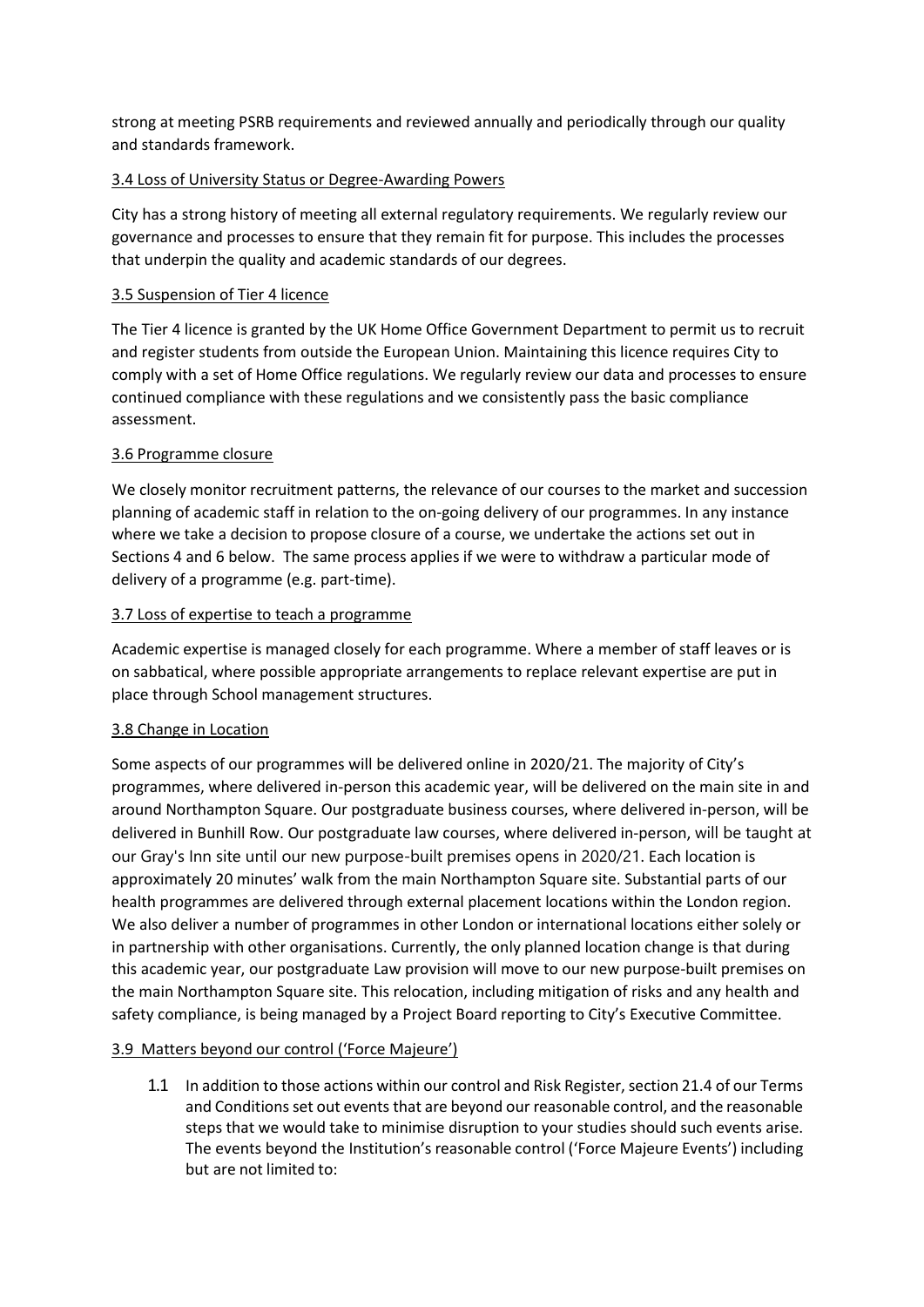strong at meeting PSRB requirements and reviewed annually and periodically through our quality and standards framework.

### 3.4 Loss of University Status or Degree-Awarding Powers

City has a strong history of meeting all external regulatory requirements. We regularly review our governance and processes to ensure that they remain fit for purpose. This includes the processes that underpin the quality and academic standards of our degrees.

### 3.5 Suspension of Tier 4 licence

The Tier 4 licence is granted by the UK Home Office Government Department to permit us to recruit and register students from outside the European Union. Maintaining this licence requires City to comply with a set of Home Office regulations. We regularly review our data and processes to ensure continued compliance with these regulations and we consistently pass the basic compliance assessment.

### 3.6 Programme closure

We closely monitor recruitment patterns, the relevance of our courses to the market and succession planning of academic staff in relation to the on-going delivery of our programmes. In any instance where we take a decision to propose closure of a course, we undertake the actions set out in Sections 4 and 6 below. The same process applies if we were to withdraw a particular mode of delivery of a programme (e.g. part-time).

### 3.7 Loss of expertise to teach a programme

Academic expertise is managed closely for each programme. Where a member of staff leaves or is on sabbatical, where possible appropriate arrangements to replace relevant expertise are put in place through School management structures.

### 3.8 Change in Location

Some aspects of our programmes will be delivered online in 2020/21. The majority of City's programmes, where delivered in-person this academic year, will be delivered on the main site in and around Northampton Square. Our postgraduate business courses, where delivered in-person, will be delivered in Bunhill Row. Our postgraduate law courses, where delivered in-person, will be taught at our Gray's Inn site until our new purpose-built premises opens in 2020/21. Each location is approximately 20 minutes' walk from the main Northampton Square site. Substantial parts of our health programmes are delivered through external placement locations within the London region. We also deliver a number of programmes in other London or international locations either solely or in partnership with other organisations. Currently, the only planned location change is that during this academic year, our postgraduate Law provision will move to our new purpose-built premises on the main Northampton Square site. This relocation, including mitigation of risks and any health and safety compliance, is being managed by a Project Board reporting to City's Executive Committee.

### 3.9 Matters beyond our control ('Force Majeure')

1.1 In addition to those actions within our control and Risk Register, section 21.4 of our Terms and Conditions set out events that are beyond our reasonable control, and the reasonable steps that we would take to minimise disruption to your studies should such events arise. The events beyond the Institution's reasonable control ('Force Majeure Events') including but are not limited to: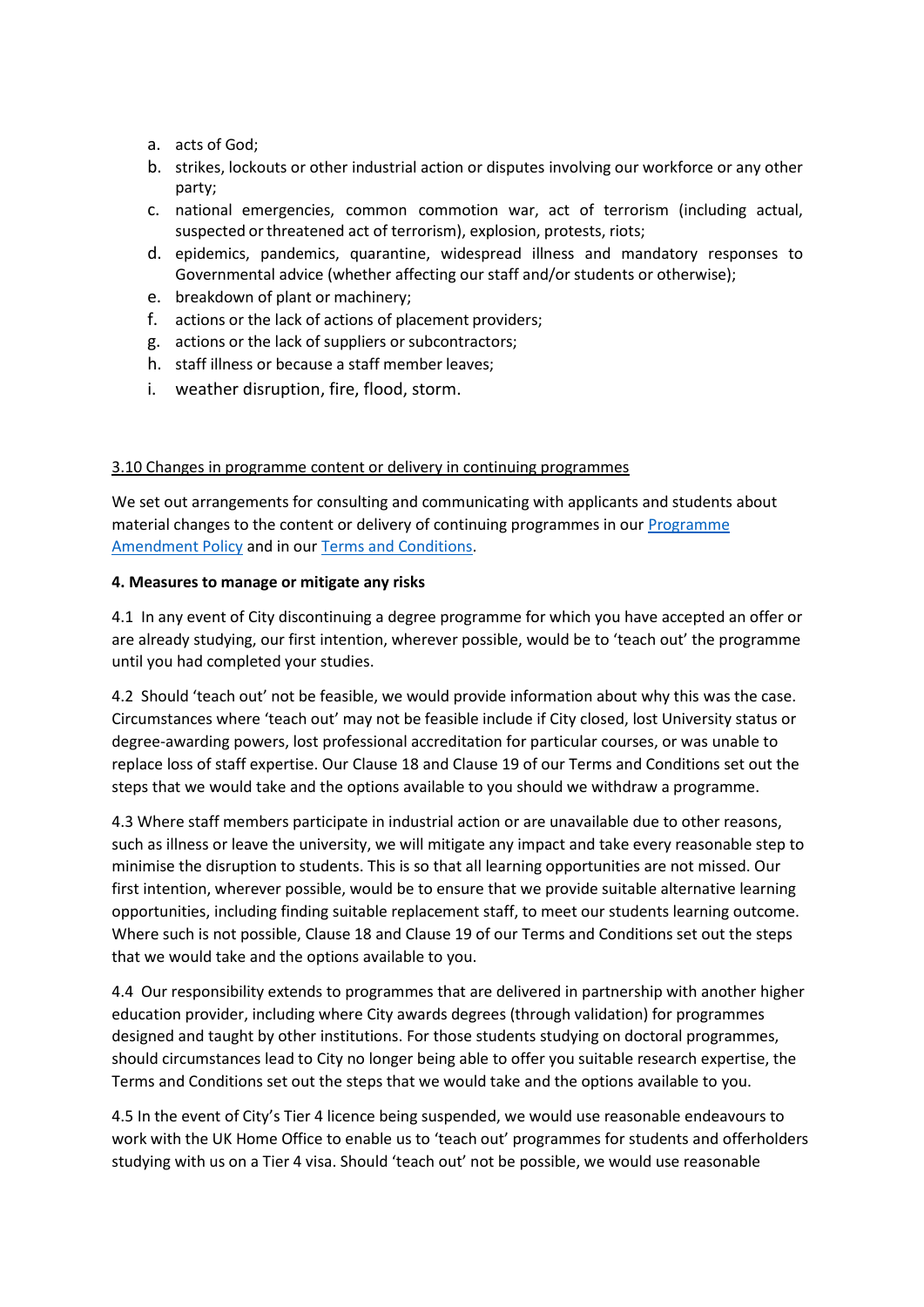a. acts of God;
b. strikes, lockouts or other industrial action or disputes involving our workforce or any other party;
c. national emergencies, common commotion war, act of terrorism (including actual, suspected or threatened act of terrorism), explosion, protests, riots;
d. epidemics, pandemics, quarantine, widespread illness and mandatory responses to Governmental advice (whether affecting our staff and/or students or otherwise);
e. breakdown of plant or machinery;
f. actions or the lack of actions of placement providers;
g. actions or the lack of suppliers or subcontractors;
h. staff illness or because a staff member leaves;
i. weather disruption, fire, flood, storm.

3.10 Changes in programme content or delivery in continuing programmes

We set out arrangements for consulting and communicating with applicants and students about material changes to the content or delivery of continuing programmes in our Programme Amendment Policy and in our Terms and Conditions.

**4. Measures to manage or mitigate any risks**

4.1 In any event of City discontinuing a degree programme for which you have accepted an offer or are already studying, our first intention, wherever possible, would be to 'teach out' the programme until you had completed your studies.

4.2 Should 'teach out' not be feasible, we would provide information about why this was the case. Circumstances where 'teach out' may not be feasible include if City closed, lost University status or degree-awarding powers, lost professional accreditation for particular courses, or was unable to replace loss of staff expertise. Our Clause 18 and Clause 19 of our Terms and Conditions set out the steps that we would take and the options available to you should we withdraw a programme.

4.3 Where staff members participate in industrial action or are unavailable due to other reasons, such as illness or leave the university, we will mitigate any impact and take every reasonable step to minimise the disruption to students. This is so that all learning opportunities are not missed. Our first intention, wherever possible, would be to ensure that we provide suitable alternative learning opportunities, including finding suitable replacement staff, to meet our students learning outcome. Where such is not possible, Clause 18 and Clause 19 of our Terms and Conditions set out the steps that we would take and the options available to you.

4.4 Our responsibility extends to programmes that are delivered in partnership with another higher education provider, including where City awards degrees (through validation) for programmes designed and taught by other institutions. For those students studying on doctoral programmes, should circumstances lead to City no longer being able to offer you suitable research expertise, the Terms and Conditions set out the steps that we would take and the options available to you.

4.5 In the event of City's Tier 4 licence being suspended, we would use reasonable endeavours to work with the UK Home Office to enable us to 'teach out' programmes for students and offerholders studying with us on a Tier 4 visa. Should 'teach out' not be possible, we would use reasonable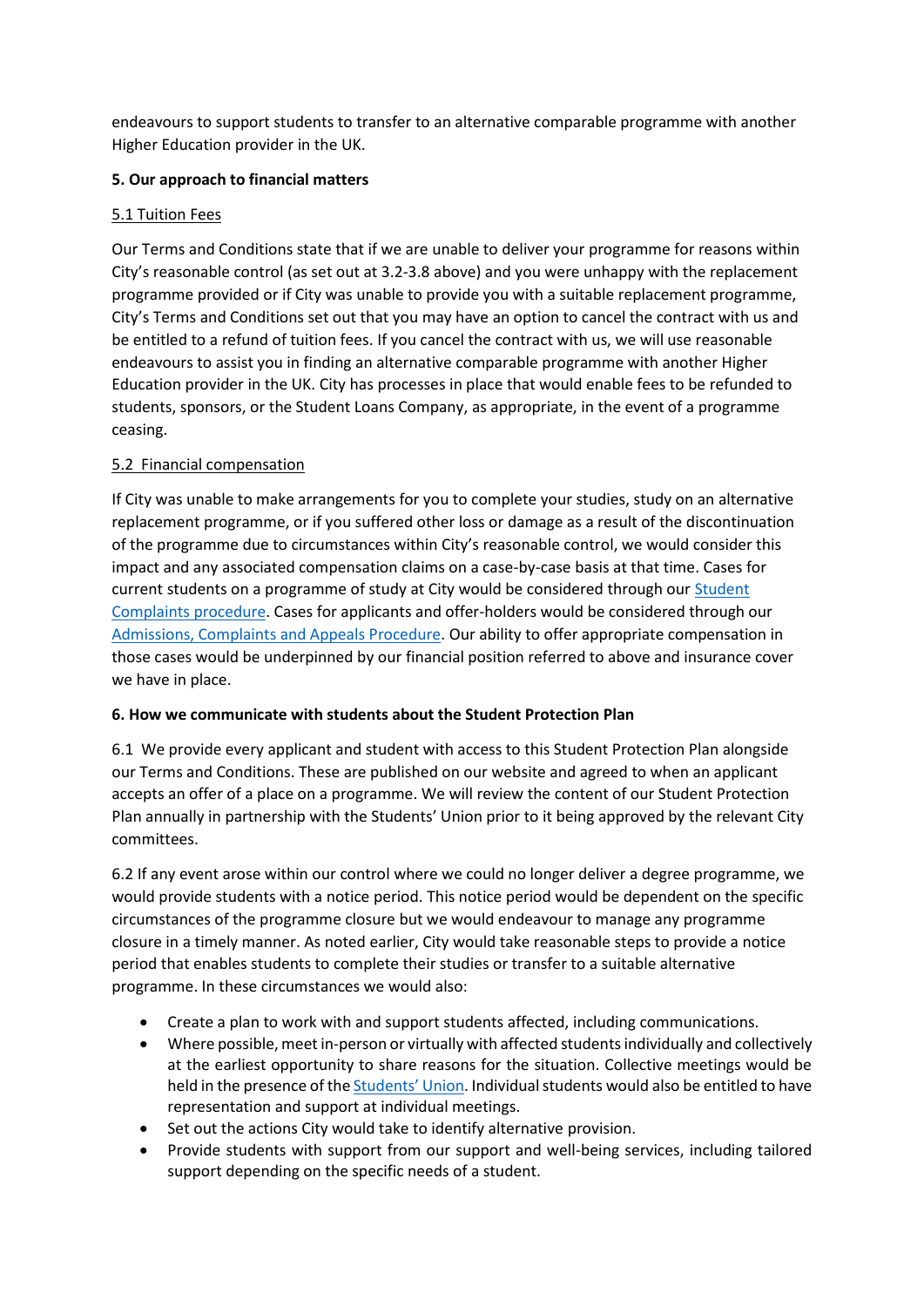endeavours to support students to transfer to an alternative comparable programme with another Higher Education provider in the UK.

## 5. Our approach to financial matters

### 5.1 Tuition Fees

Our Terms and Conditions state that if we are unable to deliver your programme for reasons within City's reasonable control (as set out at 3.2-3.8 above) and you were unhappy with the replacement programme provided or if City was unable to provide you with a suitable replacement programme, City's Terms and Conditions set out that you may have an option to cancel the contract with us and be entitled to a refund of tuition fees. If you cancel the contract with us, we will use reasonable endeavours to assist you in finding an alternative comparable programme with another Higher Education provider in the UK. City has processes in place that would enable fees to be refunded to students, sponsors, or the Student Loans Company, as appropriate, in the event of a programme ceasing.

### 5.2 Financial compensation

If City was unable to make arrangements for you to complete your studies, study on an alternative replacement programme, or if you suffered other loss or damage as a result of the discontinuation of the programme due to circumstances within City's reasonable control, we would consider this impact and any associated compensation claims on a case-by-case basis at that time. Cases for current students on a programme of study at City would be considered through our Student Complaints procedure. Cases for applicants and offer-holders would be considered through our Admissions, Complaints and Appeals Procedure. Our ability to offer appropriate compensation in those cases would be underpinned by our financial position referred to above and insurance cover we have in place.

## 6. How we communicate with students about the Student Protection Plan

6.1 We provide every applicant and student with access to this Student Protection Plan alongside our Terms and Conditions. These are published on our website and agreed to when an applicant accepts an offer of a place on a programme. We will review the content of our Student Protection Plan annually in partnership with the Students' Union prior to it being approved by the relevant City committees.

6.2 If any event arose within our control where we could no longer deliver a degree programme, we would provide students with a notice period. This notice period would be dependent on the specific circumstances of the programme closure but we would endeavour to manage any programme closure in a timely manner. As noted earlier, City would take reasonable steps to provide a notice period that enables students to complete their studies or transfer to a suitable alternative programme. In these circumstances we would also:

- Create a plan to work with and support students affected, including communications.
- Where possible, meet in-person or virtually with affected students individually and collectively at the earliest opportunity to share reasons for the situation. Collective meetings would be held in the presence of the Students' Union. Individual students would also be entitled to have representation and support at individual meetings.
- Set out the actions City would take to identify alternative provision.
- Provide students with support from our support and well-being services, including tailored support depending on the specific needs of a student.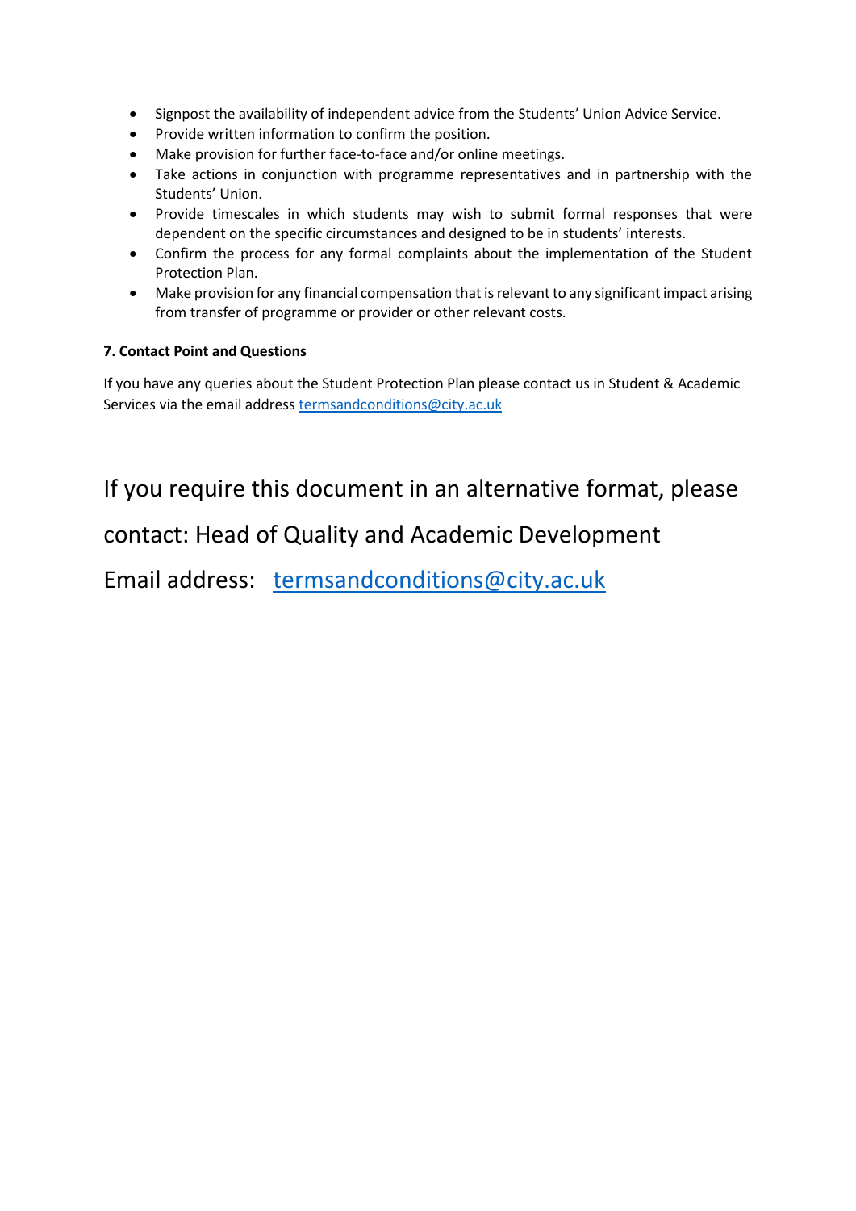- Signpost the availability of independent advice from the Students' Union Advice Service.
- Provide written information to confirm the position.
- Make provision for further face-to-face and/or online meetings.
- Take actions in conjunction with programme representatives and in partnership with the Students' Union.
- Provide timescales in which students may wish to submit formal responses that were dependent on the specific circumstances and designed to be in students' interests.
- Confirm the process for any formal complaints about the implementation of the Student Protection Plan.
- Make provision for any financial compensation that is relevant to any significant impact arising from transfer of programme or provider or other relevant costs.

**7. Contact Point and Questions**

If you have any queries about the Student Protection Plan please contact us in Student & Academic Services via the email address termsandconditions@city.ac.uk

If you require this document in an alternative format, please contact: Head of Quality and Academic Development

Email address: termsandconditions@city.ac.uk